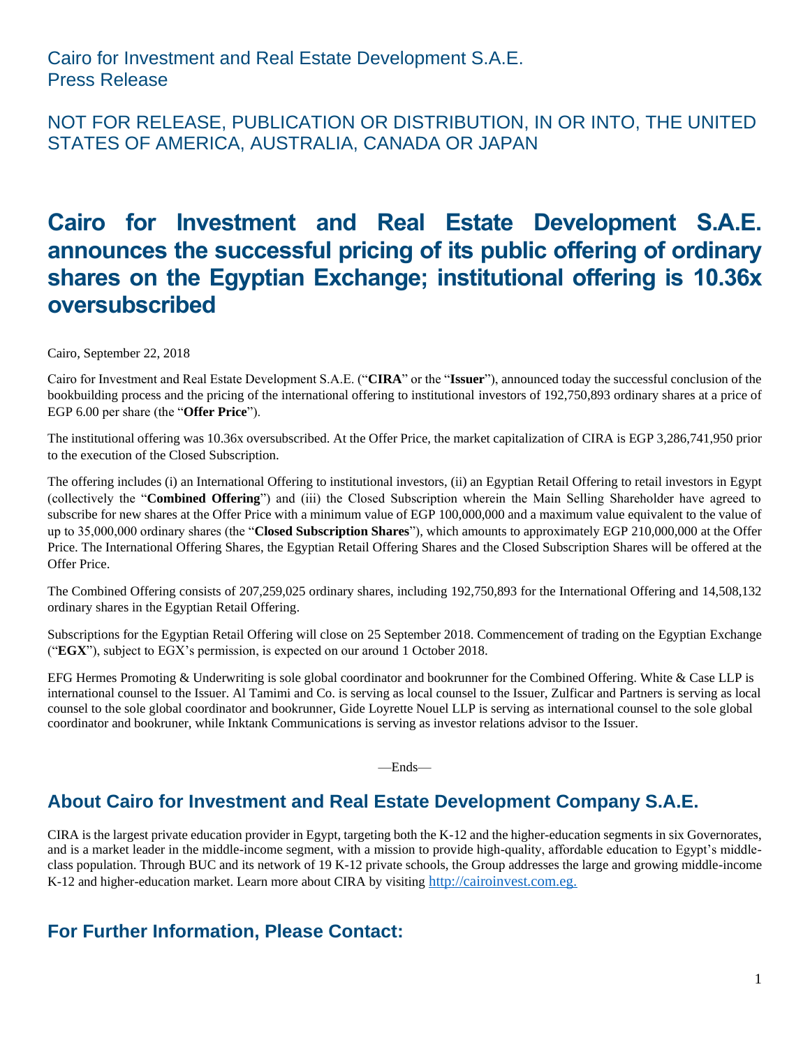Cairo for Investment and Real Estate Development S.A.E.
Press Release

NOT FOR RELEASE, PUBLICATION OR DISTRIBUTION, IN OR INTO, THE UNITED STATES OF AMERICA, AUSTRALIA, CANADA OR JAPAN

# Cairo for Investment and Real Estate Development S.A.E. announces the successful pricing of its public offering of ordinary shares on the Egyptian Exchange; institutional offering is 10.36x oversubscribed

Cairo, September 22, 2018

Cairo for Investment and Real Estate Development S.A.E. ("**CIRA**" or the "**Issuer**"), announced today the successful conclusion of the bookbuilding process and the pricing of the international offering to institutional investors of 192,750,893 ordinary shares at a price of EGP 6.00 per share (the "**Offer Price**").

The institutional offering was 10.36x oversubscribed. At the Offer Price, the market capitalization of CIRA is EGP 3,286,741,950 prior to the execution of the Closed Subscription.

The offering includes (i) an International Offering to institutional investors, (ii) an Egyptian Retail Offering to retail investors in Egypt (collectively the "**Combined Offering**") and (iii) the Closed Subscription wherein the Main Selling Shareholder have agreed to subscribe for new shares at the Offer Price with a minimum value of EGP 100,000,000 and a maximum value equivalent to the value of up to 35,000,000 ordinary shares (the "**Closed Subscription Shares**"), which amounts to approximately EGP 210,000,000 at the Offer Price. The International Offering Shares, the Egyptian Retail Offering Shares and the Closed Subscription Shares will be offered at the Offer Price.

The Combined Offering consists of 207,259,025 ordinary shares, including 192,750,893 for the International Offering and 14,508,132 ordinary shares in the Egyptian Retail Offering.

Subscriptions for the Egyptian Retail Offering will close on 25 September 2018. Commencement of trading on the Egyptian Exchange ("**EGX**"), subject to EGX's permission, is expected on our around 1 October 2018.

EFG Hermes Promoting & Underwriting is sole global coordinator and bookrunner for the Combined Offering. White & Case LLP is international counsel to the Issuer. Al Tamimi and Co. is serving as local counsel to the Issuer, Zulficar and Partners is serving as local counsel to the sole global coordinator and bookrunner, Gide Loyrette Nouel LLP is serving as international counsel to the sole global coordinator and bookruner, while Inktank Communications is serving as investor relations advisor to the Issuer.

—Ends—

## About Cairo for Investment and Real Estate Development Company S.A.E.

CIRA is the largest private education provider in Egypt, targeting both the K-12 and the higher-education segments in six Governorates, and is a market leader in the middle-income segment, with a mission to provide high-quality, affordable education to Egypt's middle-class population. Through BUC and its network of 19 K-12 private schools, the Group addresses the large and growing middle-income K-12 and higher-education market. Learn more about CIRA by visiting http://cairoinvest.com.eg.

## For Further Information, Please Contact: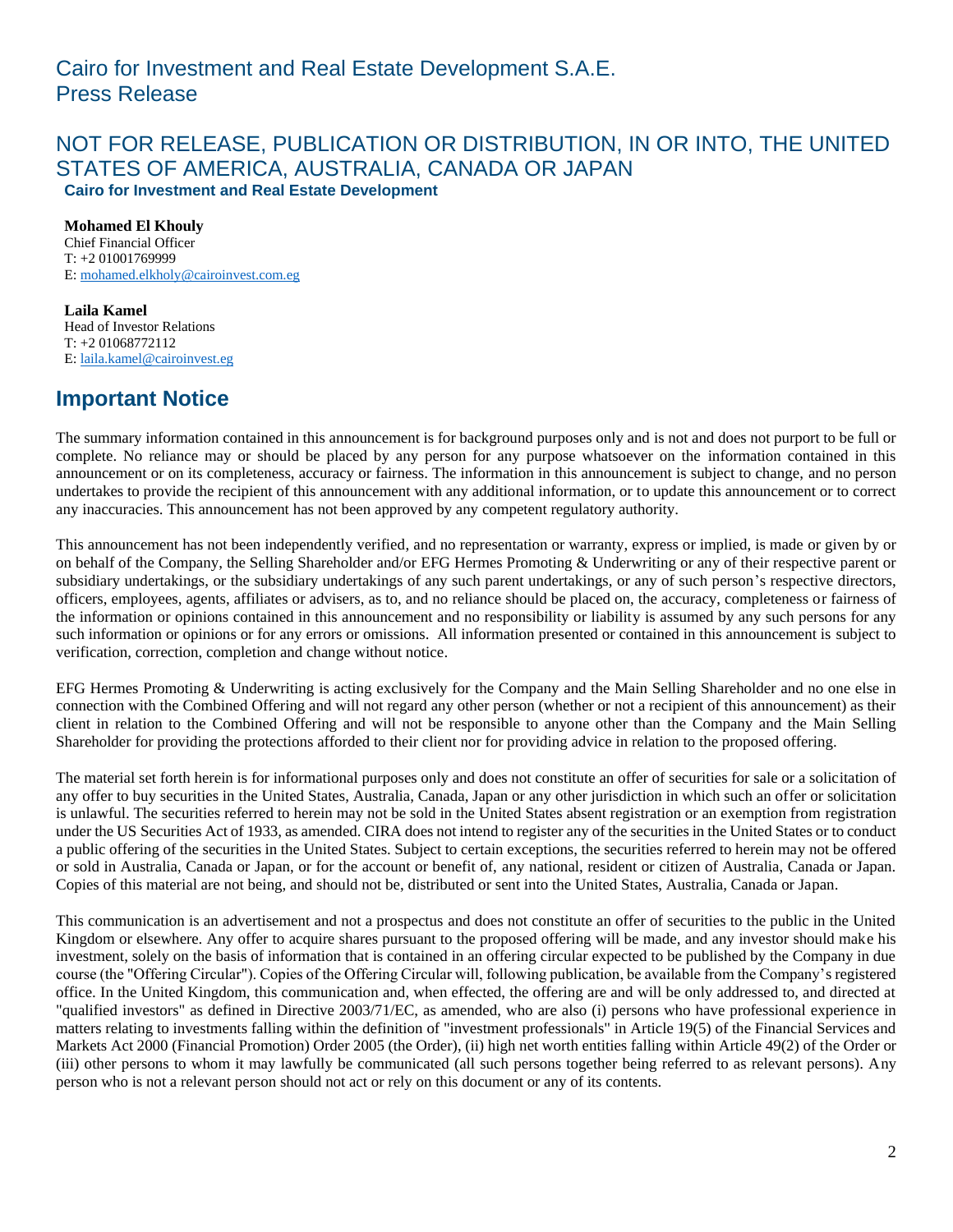# Cairo for Investment and Real Estate Development S.A.E.
# Press Release

## NOT FOR RELEASE, PUBLICATION OR DISTRIBUTION, IN OR INTO, THE UNITED STATES OF AMERICA, AUSTRALIA, CANADA OR JAPAN

**Cairo for Investment and Real Estate Development**

**Mohamed El Khouly**
Chief Financial Officer
T: +2 01001769999
E: mohamed.elkholy@cairoinvest.com.eg

**Laila Kamel**
Head of Investor Relations
T: +2 01068772112
E: laila.kamel@cairoinvest.eg

## Important Notice

The summary information contained in this announcement is for background purposes only and is not and does not purport to be full or complete. No reliance may or should be placed by any person for any purpose whatsoever on the information contained in this announcement or on its completeness, accuracy or fairness. The information in this announcement is subject to change, and no person undertakes to provide the recipient of this announcement with any additional information, or to update this announcement or to correct any inaccuracies. This announcement has not been approved by any competent regulatory authority.

This announcement has not been independently verified, and no representation or warranty, express or implied, is made or given by or on behalf of the Company, the Selling Shareholder and/or EFG Hermes Promoting & Underwriting or any of their respective parent or subsidiary undertakings, or the subsidiary undertakings of any such parent undertakings, or any of such person's respective directors, officers, employees, agents, affiliates or advisers, as to, and no reliance should be placed on, the accuracy, completeness or fairness of the information or opinions contained in this announcement and no responsibility or liability is assumed by any such persons for any such information or opinions or for any errors or omissions. All information presented or contained in this announcement is subject to verification, correction, completion and change without notice.

EFG Hermes Promoting & Underwriting is acting exclusively for the Company and the Main Selling Shareholder and no one else in connection with the Combined Offering and will not regard any other person (whether or not a recipient of this announcement) as their client in relation to the Combined Offering and will not be responsible to anyone other than the Company and the Main Selling Shareholder for providing the protections afforded to their client nor for providing advice in relation to the proposed offering.

The material set forth herein is for informational purposes only and does not constitute an offer of securities for sale or a solicitation of any offer to buy securities in the United States, Australia, Canada, Japan or any other jurisdiction in which such an offer or solicitation is unlawful. The securities referred to herein may not be sold in the United States absent registration or an exemption from registration under the US Securities Act of 1933, as amended. CIRA does not intend to register any of the securities in the United States or to conduct a public offering of the securities in the United States. Subject to certain exceptions, the securities referred to herein may not be offered or sold in Australia, Canada or Japan, or for the account or benefit of, any national, resident or citizen of Australia, Canada or Japan. Copies of this material are not being, and should not be, distributed or sent into the United States, Australia, Canada or Japan.

This communication is an advertisement and not a prospectus and does not constitute an offer of securities to the public in the United Kingdom or elsewhere. Any offer to acquire shares pursuant to the proposed offering will be made, and any investor should make his investment, solely on the basis of information that is contained in an offering circular expected to be published by the Company in due course (the "Offering Circular"). Copies of the Offering Circular will, following publication, be available from the Company's registered office. In the United Kingdom, this communication and, when effected, the offering are and will be only addressed to, and directed at "qualified investors" as defined in Directive 2003/71/EC, as amended, who are also (i) persons who have professional experience in matters relating to investments falling within the definition of "investment professionals" in Article 19(5) of the Financial Services and Markets Act 2000 (Financial Promotion) Order 2005 (the Order), (ii) high net worth entities falling within Article 49(2) of the Order or (iii) other persons to whom it may lawfully be communicated (all such persons together being referred to as relevant persons). Any person who is not a relevant person should not act or rely on this document or any of its contents.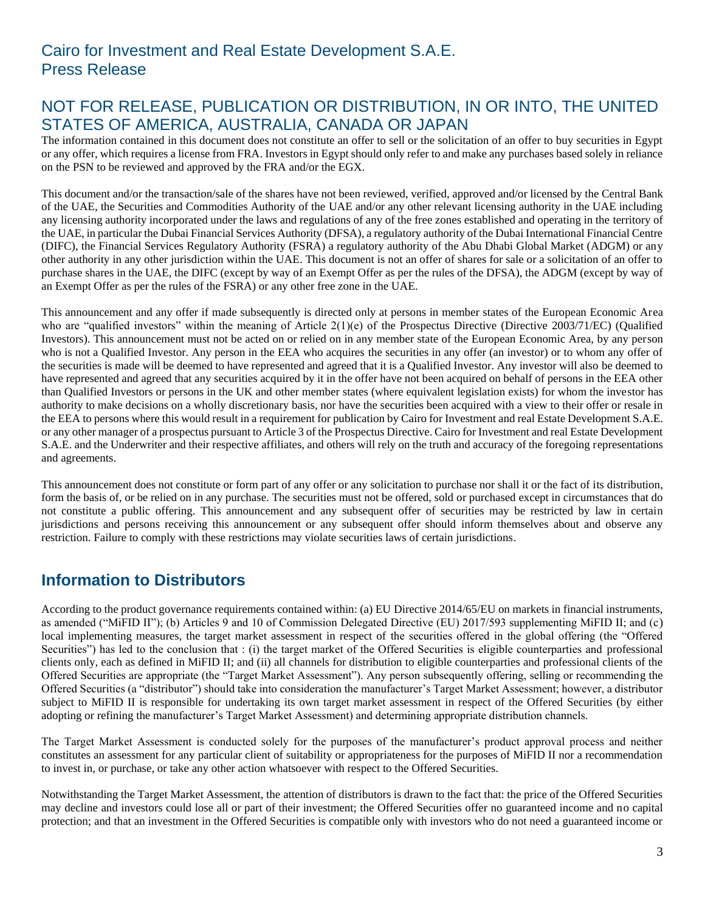## Cairo for Investment and Real Estate Development S.A.E.
## Press Release

## NOT FOR RELEASE, PUBLICATION OR DISTRIBUTION, IN OR INTO, THE UNITED STATES OF AMERICA, AUSTRALIA, CANADA OR JAPAN

The information contained in this document does not constitute an offer to sell or the solicitation of an offer to buy securities in Egypt or any offer, which requires a license from FRA. Investors in Egypt should only refer to and make any purchases based solely in reliance on the PSN to be reviewed and approved by the FRA and/or the EGX.

This document and/or the transaction/sale of the shares have not been reviewed, verified, approved and/or licensed by the Central Bank of the UAE, the Securities and Commodities Authority of the UAE and/or any other relevant licensing authority in the UAE including any licensing authority incorporated under the laws and regulations of any of the free zones established and operating in the territory of the UAE, in particular the Dubai Financial Services Authority (DFSA), a regulatory authority of the Dubai International Financial Centre (DIFC), the Financial Services Regulatory Authority (FSRA) a regulatory authority of the Abu Dhabi Global Market (ADGM) or any other authority in any other jurisdiction within the UAE. This document is not an offer of shares for sale or a solicitation of an offer to purchase shares in the UAE, the DIFC (except by way of an Exempt Offer as per the rules of the DFSA), the ADGM (except by way of an Exempt Offer as per the rules of the FSRA) or any other free zone in the UAE.

This announcement and any offer if made subsequently is directed only at persons in member states of the European Economic Area who are "qualified investors" within the meaning of Article 2(1)(e) of the Prospectus Directive (Directive 2003/71/EC) (Qualified Investors). This announcement must not be acted on or relied on in any member state of the European Economic Area, by any person who is not a Qualified Investor. Any person in the EEA who acquires the securities in any offer (an investor) or to whom any offer of the securities is made will be deemed to have represented and agreed that it is a Qualified Investor. Any investor will also be deemed to have represented and agreed that any securities acquired by it in the offer have not been acquired on behalf of persons in the EEA other than Qualified Investors or persons in the UK and other member states (where equivalent legislation exists) for whom the investor has authority to make decisions on a wholly discretionary basis, nor have the securities been acquired with a view to their offer or resale in the EEA to persons where this would result in a requirement for publication by Cairo for Investment and real Estate Development S.A.E. or any other manager of a prospectus pursuant to Article 3 of the Prospectus Directive. Cairo for Investment and real Estate Development S.A.E. and the Underwriter and their respective affiliates, and others will rely on the truth and accuracy of the foregoing representations and agreements.

This announcement does not constitute or form part of any offer or any solicitation to purchase nor shall it or the fact of its distribution, form the basis of, or be relied on in any purchase. The securities must not be offered, sold or purchased except in circumstances that do not constitute a public offering. This announcement and any subsequent offer of securities may be restricted by law in certain jurisdictions and persons receiving this announcement or any subsequent offer should inform themselves about and observe any restriction. Failure to comply with these restrictions may violate securities laws of certain jurisdictions.

## Information to Distributors

According to the product governance requirements contained within: (a) EU Directive 2014/65/EU on markets in financial instruments, as amended ("MiFID II"); (b) Articles 9 and 10 of Commission Delegated Directive (EU) 2017/593 supplementing MiFID II; and (c) local implementing measures, the target market assessment in respect of the securities offered in the global offering (the "Offered Securities") has led to the conclusion that : (i) the target market of the Offered Securities is eligible counterparties and professional clients only, each as defined in MiFID II; and (ii) all channels for distribution to eligible counterparties and professional clients of the Offered Securities are appropriate (the "Target Market Assessment"). Any person subsequently offering, selling or recommending the Offered Securities (a "distributor") should take into consideration the manufacturer's Target Market Assessment; however, a distributor subject to MiFID II is responsible for undertaking its own target market assessment in respect of the Offered Securities (by either adopting or refining the manufacturer's Target Market Assessment) and determining appropriate distribution channels.

The Target Market Assessment is conducted solely for the purposes of the manufacturer's product approval process and neither constitutes an assessment for any particular client of suitability or appropriateness for the purposes of MiFID II nor a recommendation to invest in, or purchase, or take any other action whatsoever with respect to the Offered Securities.

Notwithstanding the Target Market Assessment, the attention of distributors is drawn to the fact that: the price of the Offered Securities may decline and investors could lose all or part of their investment; the Offered Securities offer no guaranteed income and no capital protection; and that an investment in the Offered Securities is compatible only with investors who do not need a guaranteed income or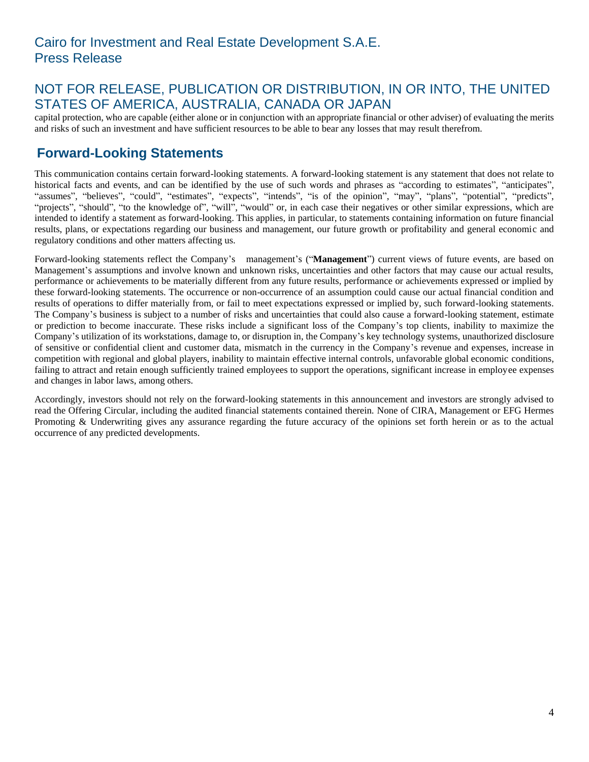capital protection, who are capable (either alone or in conjunction with an appropriate financial or other adviser) of evaluating the merits and risks of such an investment and have sufficient resources to be able to bear any losses that may result therefrom.

## Forward-Looking Statements

This communication contains certain forward-looking statements. A forward-looking statement is any statement that does not relate to historical facts and events, and can be identified by the use of such words and phrases as "according to estimates", "anticipates", "assumes", "believes", "could", "estimates", "expects", "intends", "is of the opinion", "may", "plans", "potential", "predicts", "projects", "should", "to the knowledge of", "will", "would" or, in each case their negatives or other similar expressions, which are intended to identify a statement as forward-looking. This applies, in particular, to statements containing information on future financial results, plans, or expectations regarding our business and management, our future growth or profitability and general economic and regulatory conditions and other matters affecting us.

Forward-looking statements reflect the Company's management's ("**Management**") current views of future events, are based on Management's assumptions and involve known and unknown risks, uncertainties and other factors that may cause our actual results, performance or achievements to be materially different from any future results, performance or achievements expressed or implied by these forward-looking statements. The occurrence or non-occurrence of an assumption could cause our actual financial condition and results of operations to differ materially from, or fail to meet expectations expressed or implied by, such forward-looking statements. The Company's business is subject to a number of risks and uncertainties that could also cause a forward-looking statement, estimate or prediction to become inaccurate. These risks include a significant loss of the Company's top clients, inability to maximize the Company's utilization of its workstations, damage to, or disruption in, the Company's key technology systems, unauthorized disclosure of sensitive or confidential client and customer data, mismatch in the currency in the Company's revenue and expenses, increase in competition with regional and global players, inability to maintain effective internal controls, unfavorable global economic conditions, failing to attract and retain enough sufficiently trained employees to support the operations, significant increase in employee expenses and changes in labor laws, among others.

Accordingly, investors should not rely on the forward-looking statements in this announcement and investors are strongly advised to read the Offering Circular, including the audited financial statements contained therein. None of CIRA, Management or EFG Hermes Promoting & Underwriting gives any assurance regarding the future accuracy of the opinions set forth herein or as to the actual occurrence of any predicted developments.